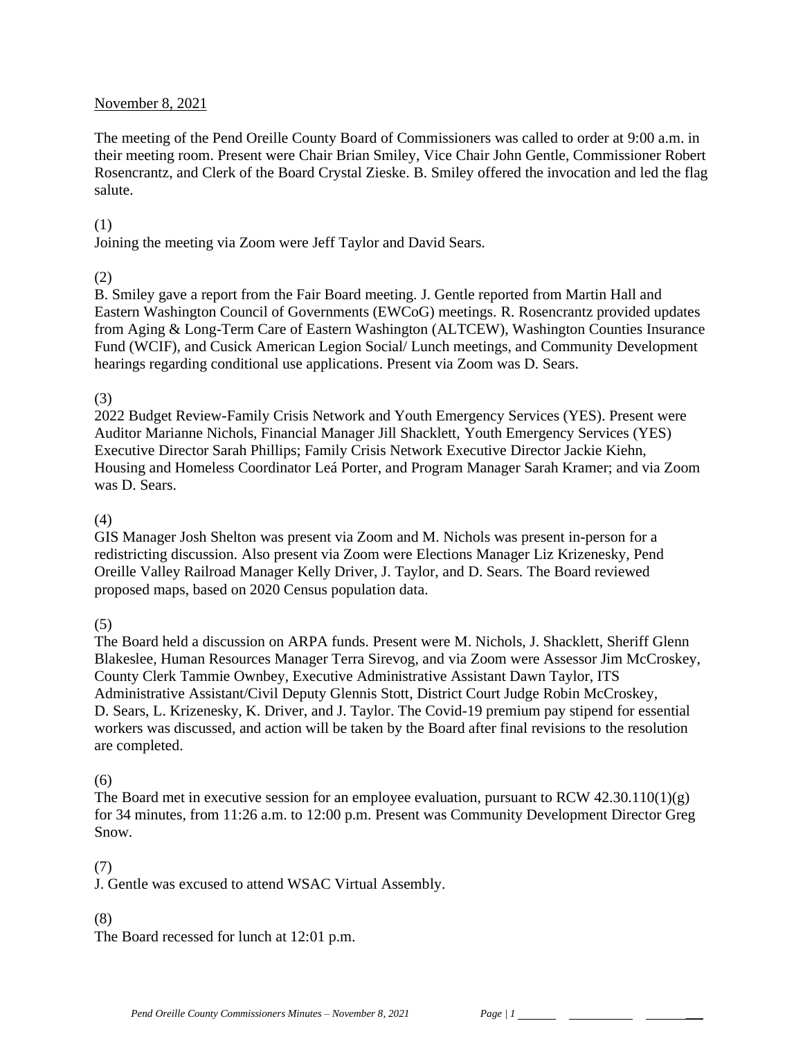November 8, 2021

The meeting of the Pend Oreille County Board of Commissioners was called to order at 9:00 a.m. in their meeting room. Present were Chair Brian Smiley, Vice Chair John Gentle, Commissioner Robert Rosencrantz, and Clerk of the Board Crystal Zieske. B. Smiley offered the invocation and led the flag salute.

(1)
Joining the meeting via Zoom were Jeff Taylor and David Sears.

(2)
B. Smiley gave a report from the Fair Board meeting. J. Gentle reported from Martin Hall and Eastern Washington Council of Governments (EWCoG) meetings. R. Rosencrantz provided updates from Aging & Long-Term Care of Eastern Washington (ALTCEW), Washington Counties Insurance Fund (WCIF), and Cusick American Legion Social/ Lunch meetings, and Community Development hearings regarding conditional use applications. Present via Zoom was D. Sears.

(3)
2022 Budget Review-Family Crisis Network and Youth Emergency Services (YES). Present were Auditor Marianne Nichols, Financial Manager Jill Shacklett, Youth Emergency Services (YES) Executive Director Sarah Phillips; Family Crisis Network Executive Director Jackie Kiehn, Housing and Homeless Coordinator Leá Porter, and Program Manager Sarah Kramer; and via Zoom was D. Sears.

(4)
GIS Manager Josh Shelton was present via Zoom and M. Nichols was present in-person for a redistricting discussion. Also present via Zoom were Elections Manager Liz Krizenesky, Pend Oreille Valley Railroad Manager Kelly Driver, J. Taylor, and D. Sears. The Board reviewed proposed maps, based on 2020 Census population data.

(5)
The Board held a discussion on ARPA funds. Present were M. Nichols, J. Shacklett, Sheriff Glenn Blakeslee, Human Resources Manager Terra Sirevog, and via Zoom were Assessor Jim McCroskey, County Clerk Tammie Ownbey, Executive Administrative Assistant Dawn Taylor, ITS Administrative Assistant/Civil Deputy Glennis Stott, District Court Judge Robin McCroskey, D. Sears, L. Krizenesky, K. Driver, and J. Taylor. The Covid-19 premium pay stipend for essential workers was discussed, and action will be taken by the Board after final revisions to the resolution are completed.

(6)
The Board met in executive session for an employee evaluation, pursuant to RCW 42.30.110(1)(g) for 34 minutes, from 11:26 a.m. to 12:00 p.m. Present was Community Development Director Greg Snow.

(7)
J. Gentle was excused to attend WSAC Virtual Assembly.

(8)
The Board recessed for lunch at 12:01 p.m.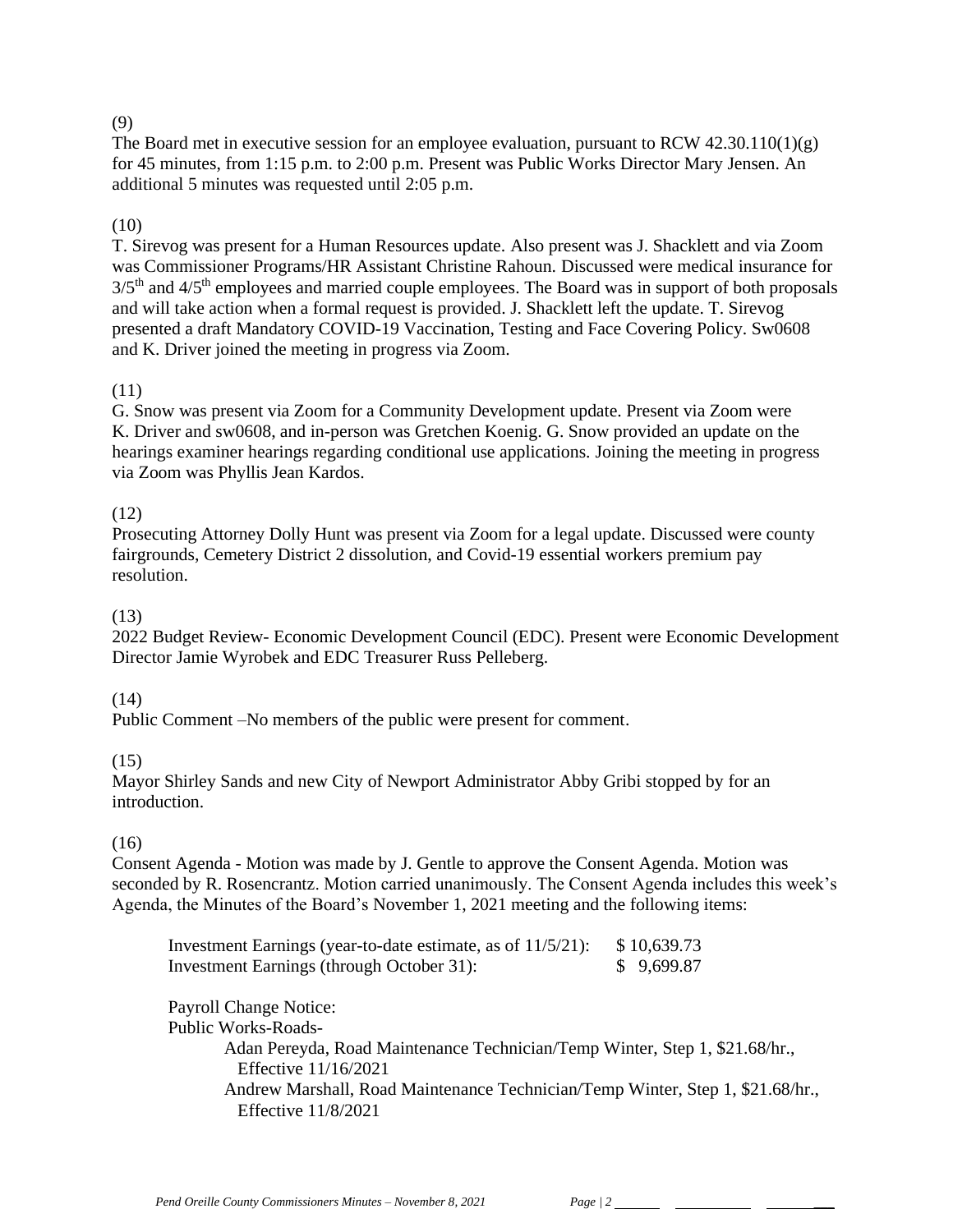(9)
The Board met in executive session for an employee evaluation, pursuant to RCW 42.30.110(1)(g) for 45 minutes, from 1:15 p.m. to 2:00 p.m. Present was Public Works Director Mary Jensen. An additional 5 minutes was requested until 2:05 p.m.

(10)
T. Sirevog was present for a Human Resources update. Also present was J. Shacklett and via Zoom was Commissioner Programs/HR Assistant Christine Rahoun. Discussed were medical insurance for 3/5th and 4/5th employees and married couple employees. The Board was in support of both proposals and will take action when a formal request is provided. J. Shacklett left the update. T. Sirevog presented a draft Mandatory COVID-19 Vaccination, Testing and Face Covering Policy. Sw0608 and K. Driver joined the meeting in progress via Zoom.

(11)
G. Snow was present via Zoom for a Community Development update. Present via Zoom were K. Driver and sw0608, and in-person was Gretchen Koenig. G. Snow provided an update on the hearings examiner hearings regarding conditional use applications. Joining the meeting in progress via Zoom was Phyllis Jean Kardos.

(12)
Prosecuting Attorney Dolly Hunt was present via Zoom for a legal update. Discussed were county fairgrounds, Cemetery District 2 dissolution, and Covid-19 essential workers premium pay resolution.

(13)
2022 Budget Review- Economic Development Council (EDC). Present were Economic Development Director Jamie Wyrobek and EDC Treasurer Russ Pelleberg.

(14)
Public Comment –No members of the public were present for comment.

(15)
Mayor Shirley Sands and new City of Newport Administrator Abby Gribi stopped by for an introduction.

(16)
Consent Agenda - Motion was made by J. Gentle to approve the Consent Agenda. Motion was seconded by R. Rosencrantz. Motion carried unanimously. The Consent Agenda includes this week's Agenda, the Minutes of the Board's November 1, 2021 meeting and the following items:

Investment Earnings (year-to-date estimate, as of 11/5/21): $ 10,639.73
Investment Earnings (through October 31): $ 9,699.87

Payroll Change Notice:
Public Works-Roads-
- Adan Pereyda, Road Maintenance Technician/Temp Winter, Step 1, $21.68/hr., Effective 11/16/2021
- Andrew Marshall, Road Maintenance Technician/Temp Winter, Step 1, $21.68/hr., Effective 11/8/2021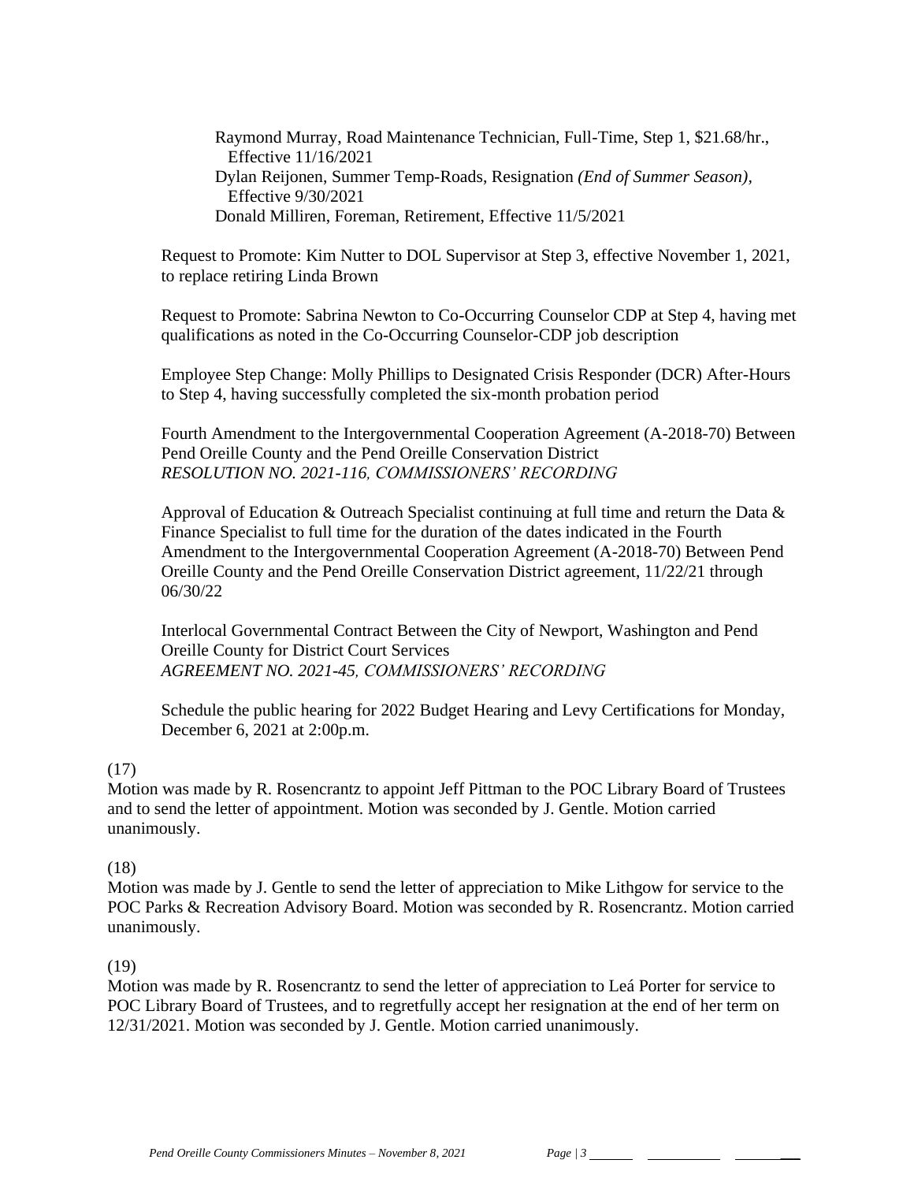Raymond Murray, Road Maintenance Technician, Full-Time, Step 1, $21.68/hr., Effective 11/16/2021
Dylan Reijonen, Summer Temp-Roads, Resignation *(End of Summer Season)*, Effective 9/30/2021
Donald Milliren, Foreman, Retirement, Effective 11/5/2021

Request to Promote: Kim Nutter to DOL Supervisor at Step 3, effective November 1, 2021, to replace retiring Linda Brown

Request to Promote: Sabrina Newton to Co-Occurring Counselor CDP at Step 4, having met qualifications as noted in the Co-Occurring Counselor-CDP job description

Employee Step Change: Molly Phillips to Designated Crisis Responder (DCR) After-Hours to Step 4, having successfully completed the six-month probation period

Fourth Amendment to the Intergovernmental Cooperation Agreement (A-2018-70) Between Pend Oreille County and the Pend Oreille Conservation District
*RESOLUTION NO. 2021-116, COMMISSIONERS' RECORDING*

Approval of Education & Outreach Specialist continuing at full time and return the Data & Finance Specialist to full time for the duration of the dates indicated in the Fourth Amendment to the Intergovernmental Cooperation Agreement (A-2018-70) Between Pend Oreille County and the Pend Oreille Conservation District agreement, 11/22/21 through 06/30/22

Interlocal Governmental Contract Between the City of Newport, Washington and Pend Oreille County for District Court Services
*AGREEMENT NO. 2021-45, COMMISSIONERS' RECORDING*

Schedule the public hearing for 2022 Budget Hearing and Levy Certifications for Monday, December 6, 2021 at 2:00p.m.

(17)
Motion was made by R. Rosencrantz to appoint Jeff Pittman to the POC Library Board of Trustees and to send the letter of appointment. Motion was seconded by J. Gentle. Motion carried unanimously.

(18)
Motion was made by J. Gentle to send the letter of appreciation to Mike Lithgow for service to the POC Parks & Recreation Advisory Board. Motion was seconded by R. Rosencrantz. Motion carried unanimously.

(19)
Motion was made by R. Rosencrantz to send the letter of appreciation to Leá Porter for service to POC Library Board of Trustees, and to regretfully accept her resignation at the end of her term on 12/31/2021. Motion was seconded by J. Gentle. Motion carried unanimously.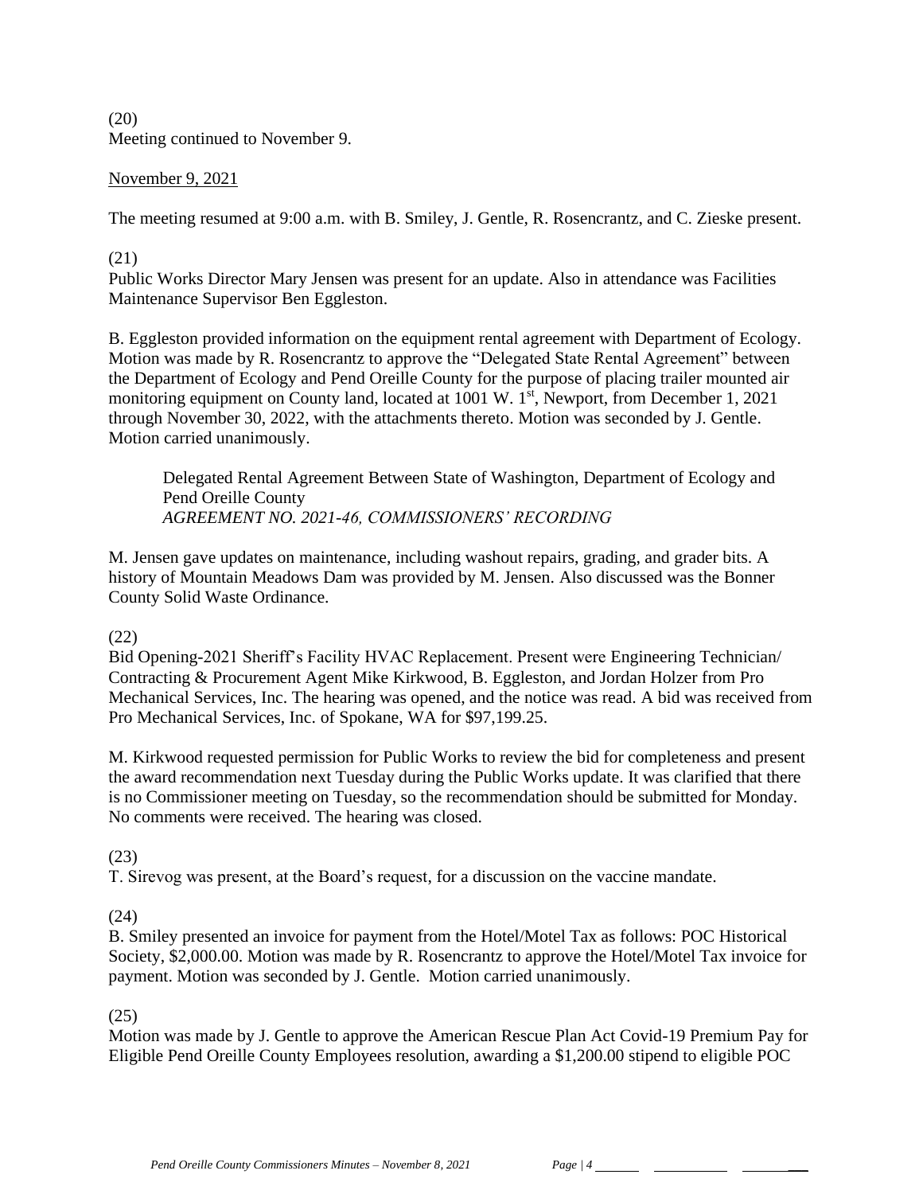(20)
Meeting continued to November 9.

November 9, 2021

The meeting resumed at 9:00 a.m. with B. Smiley, J. Gentle, R. Rosencrantz, and C. Zieske present.

(21)
Public Works Director Mary Jensen was present for an update. Also in attendance was Facilities Maintenance Supervisor Ben Eggleston.

B. Eggleston provided information on the equipment rental agreement with Department of Ecology. Motion was made by R. Rosencrantz to approve the "Delegated State Rental Agreement" between the Department of Ecology and Pend Oreille County for the purpose of placing trailer mounted air monitoring equipment on County land, located at 1001 W. 1st, Newport, from December 1, 2021 through November 30, 2022, with the attachments thereto. Motion was seconded by J. Gentle. Motion carried unanimously.

> Delegated Rental Agreement Between State of Washington, Department of Ecology and Pend Oreille County
> *AGREEMENT NO. 2021-46, COMMISSIONERS' RECORDING*

M. Jensen gave updates on maintenance, including washout repairs, grading, and grader bits. A history of Mountain Meadows Dam was provided by M. Jensen. Also discussed was the Bonner County Solid Waste Ordinance.

(22)
Bid Opening-2021 Sheriff's Facility HVAC Replacement. Present were Engineering Technician/ Contracting & Procurement Agent Mike Kirkwood, B. Eggleston, and Jordan Holzer from Pro Mechanical Services, Inc. The hearing was opened, and the notice was read. A bid was received from Pro Mechanical Services, Inc. of Spokane, WA for $97,199.25.

M. Kirkwood requested permission for Public Works to review the bid for completeness and present the award recommendation next Tuesday during the Public Works update. It was clarified that there is no Commissioner meeting on Tuesday, so the recommendation should be submitted for Monday. No comments were received. The hearing was closed.

(23)
T. Sirevog was present, at the Board's request, for a discussion on the vaccine mandate.

(24)
B. Smiley presented an invoice for payment from the Hotel/Motel Tax as follows: POC Historical Society, $2,000.00. Motion was made by R. Rosencrantz to approve the Hotel/Motel Tax invoice for payment. Motion was seconded by J. Gentle. Motion carried unanimously.

(25)
Motion was made by J. Gentle to approve the American Rescue Plan Act Covid-19 Premium Pay for Eligible Pend Oreille County Employees resolution, awarding a $1,200.00 stipend to eligible POC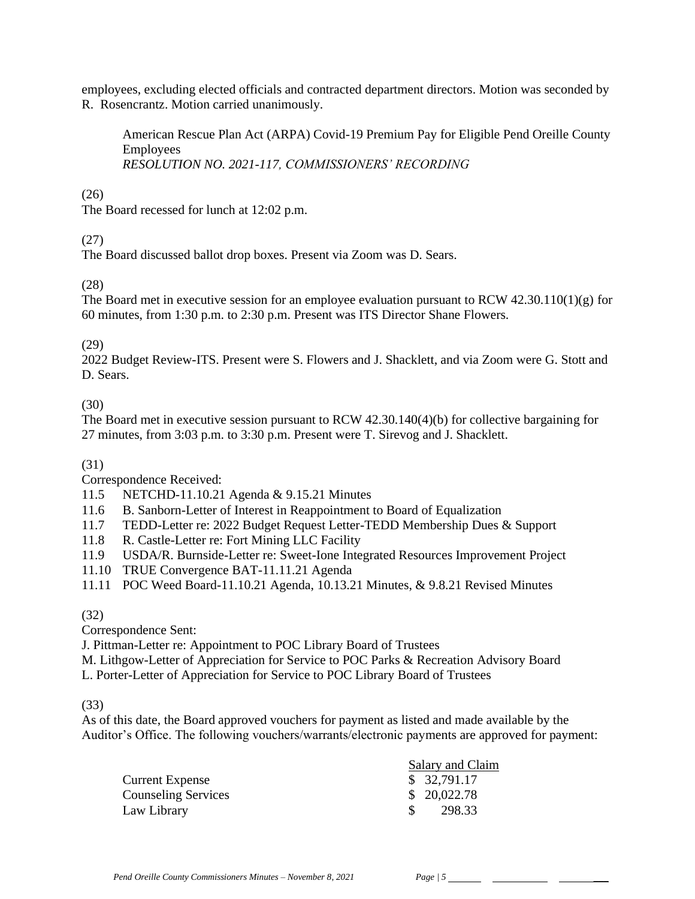employees, excluding elected officials and contracted department directors. Motion was seconded by R. Rosencrantz. Motion carried unanimously.

> American Rescue Plan Act (ARPA) Covid-19 Premium Pay for Eligible Pend Oreille County Employees
> *RESOLUTION NO. 2021-117, COMMISSIONERS' RECORDING*

(26)
The Board recessed for lunch at 12:02 p.m.

(27)
The Board discussed ballot drop boxes. Present via Zoom was D. Sears.

(28)
The Board met in executive session for an employee evaluation pursuant to RCW 42.30.110(1)(g) for 60 minutes, from 1:30 p.m. to 2:30 p.m. Present was ITS Director Shane Flowers.

(29)
2022 Budget Review-ITS. Present were S. Flowers and J. Shacklett, and via Zoom were G. Stott and D. Sears.

(30)
The Board met in executive session pursuant to RCW 42.30.140(4)(b) for collective bargaining for 27 minutes, from 3:03 p.m. to 3:30 p.m. Present were T. Sirevog and J. Shacklett.

(31)
Correspondence Received:

11.5 NETCHD-11.10.21 Agenda & 9.15.21 Minutes
11.6 B. Sanborn-Letter of Interest in Reappointment to Board of Equalization
11.7 TEDD-Letter re: 2022 Budget Request Letter-TEDD Membership Dues & Support
11.8 R. Castle-Letter re: Fort Mining LLC Facility
11.9 USDA/R. Burnside-Letter re: Sweet-Ione Integrated Resources Improvement Project
11.10 TRUE Convergence BAT-11.11.21 Agenda
11.11 POC Weed Board-11.10.21 Agenda, 10.13.21 Minutes, & 9.8.21 Revised Minutes

(32)
Correspondence Sent:

J. Pittman-Letter re: Appointment to POC Library Board of Trustees
M. Lithgow-Letter of Appreciation for Service to POC Parks & Recreation Advisory Board
L. Porter-Letter of Appreciation for Service to POC Library Board of Trustees

(33)
As of this date, the Board approved vouchers for payment as listed and made available by the Auditor's Office. The following vouchers/warrants/electronic payments are approved for payment:

| | Salary and Claim |
|---|---|
| Current Expense | $ 32,791.17 |
| Counseling Services | $ 20,022.78 |
| Law Library | $ 298.33 |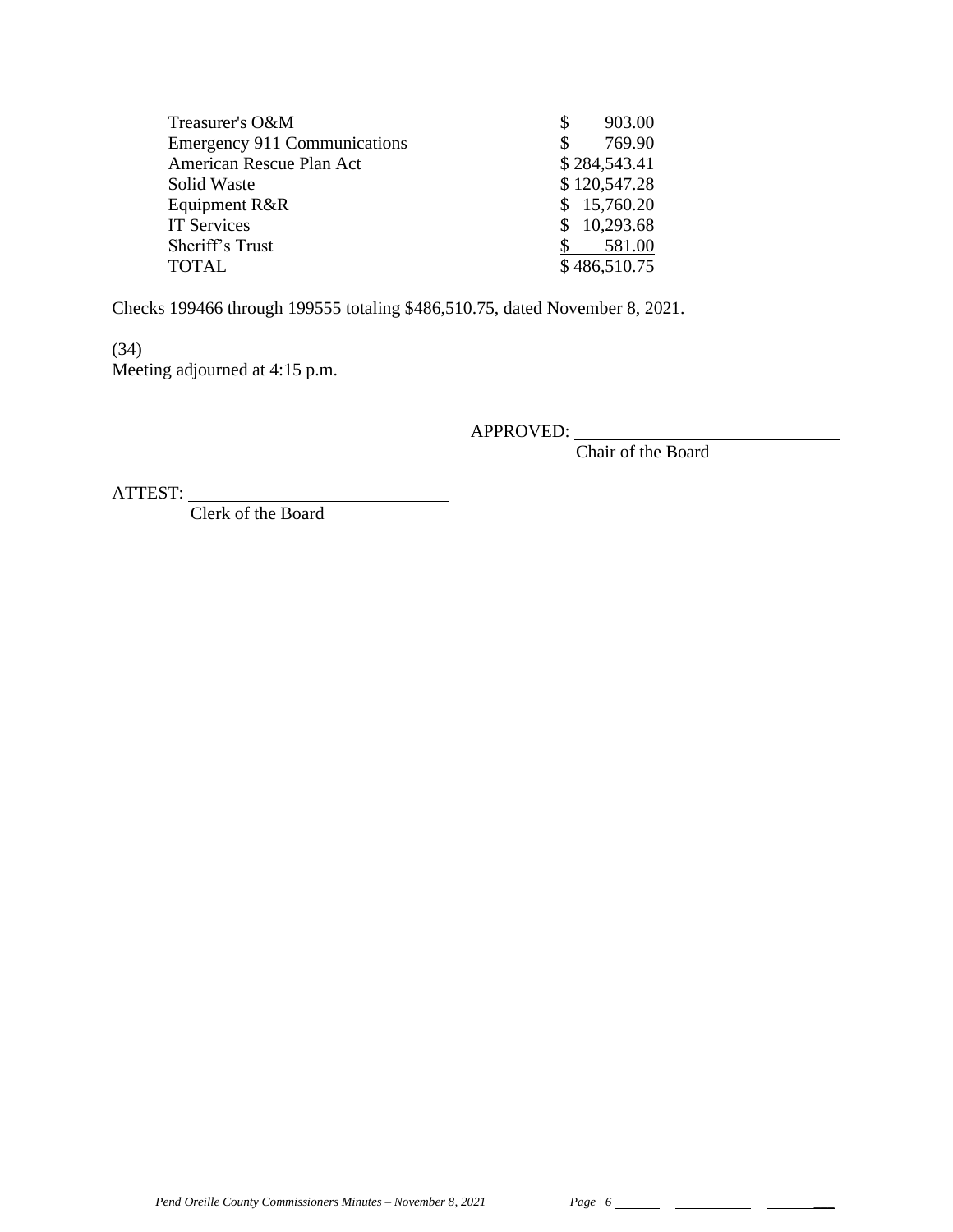| | |
|---|---|
| Treasurer's O&M | $ 903.00 |
| Emergency 911 Communications | $ 769.90 |
| American Rescue Plan Act | $ 284,543.41 |
| Solid Waste | $ 120,547.28 |
| Equipment R&R | $ 15,760.20 |
| IT Services | $ 10,293.68 |
| Sheriff's Trust | $ 581.00 |
| TOTAL | $ 486,510.75 |

Checks 199466 through 199555 totaling $486,510.75, dated November 8, 2021.

(34)
Meeting adjourned at 4:15 p.m.

APPROVED: ______________________________
Chair of the Board

ATTEST: ______________________________
Clerk of the Board